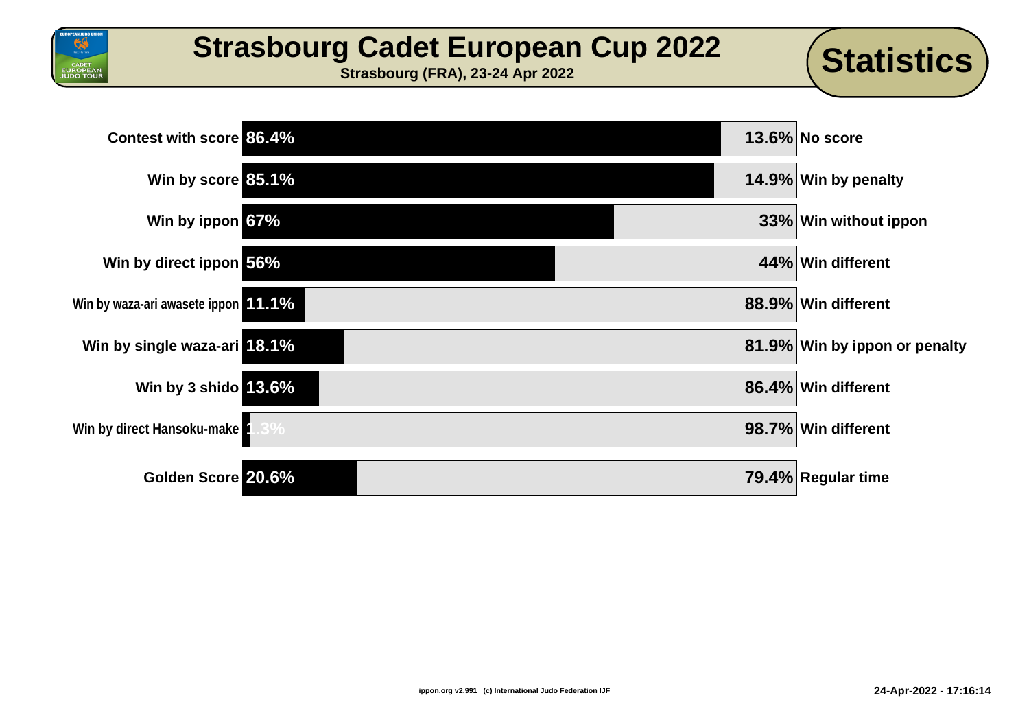# Strasbourg Cadet European Cup 2022

**Strasbourg (FRA), 23-24 Apr 2022**

## Statistics

| Category | % | % | Category |
|---|---|---|---|
| Contest with score | 86.4% | 13.6% | No score |
| Win by score | 85.1% | 14.9% | Win by penalty |
| Win by ippon | 67% | 33% | Win without ippon |
| Win by direct ippon | 56% | 44% | Win different |
| Win by waza-ari awasete ippon | 11.1% | 88.9% | Win different |
| Win by single waza-ari | 18.1% | 81.9% | Win by ippon or penalty |
| Win by 3 shido | 13.6% | 86.4% | Win different |
| Win by direct Hansoku-make | 1.3% | 98.7% | Win different |
| Golden Score | 20.6% | 79.4% | Regular time |

ippon.org v2.991 (c) International Judo Federation IJF

24-Apr-2022 - 17:16:14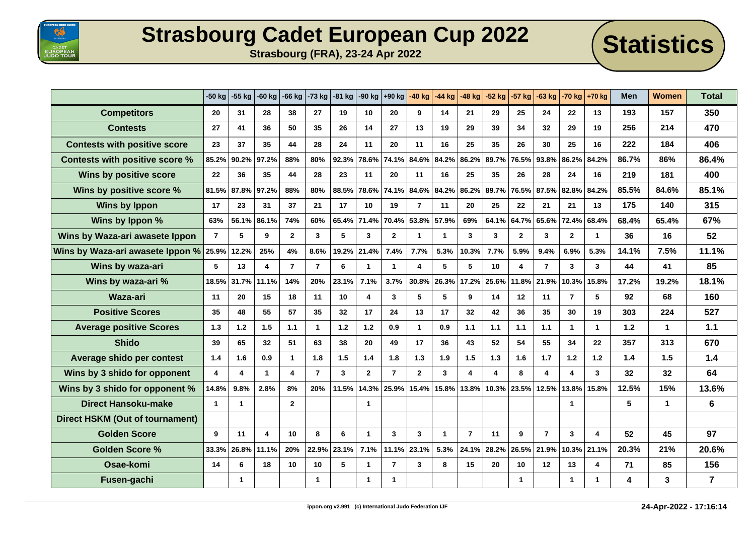# Strasbourg Cadet European Cup 2022

**Strasbourg (FRA), 23-24 Apr 2022**

## Statistics

| | -50 kg | -55 kg | -60 kg | -66 kg | -73 kg | -81 kg | -90 kg | +90 kg | -40 kg | -44 kg | -48 kg | -52 kg | -57 kg | -63 kg | -70 kg | +70 kg | Men | Women | Total |
|---|---|---|---|---|---|---|---|---|---|---|---|---|---|---|---|---|---|---|---|
| **Competitors** | 20 | 31 | 28 | 38 | 27 | 19 | 10 | 20 | 9 | 14 | 21 | 29 | 25 | 24 | 22 | 13 | 193 | 157 | 350 |
| **Contests** | 27 | 41 | 36 | 50 | 35 | 26 | 14 | 27 | 13 | 19 | 29 | 39 | 34 | 32 | 29 | 19 | 256 | 214 | 470 |
| **Contests with positive score** | 23 | 37 | 35 | 44 | 28 | 24 | 11 | 20 | 11 | 16 | 25 | 35 | 26 | 30 | 25 | 16 | 222 | 184 | 406 |
| **Contests with positive score %** | 85.2% | 90.2% | 97.2% | 88% | 80% | 92.3% | 78.6% | 74.1% | 84.6% | 84.2% | 86.2% | 89.7% | 76.5% | 93.8% | 86.2% | 84.2% | 86.7% | 86% | 86.4% |
| **Wins by positive score** | 22 | 36 | 35 | 44 | 28 | 23 | 11 | 20 | 11 | 16 | 25 | 35 | 26 | 28 | 24 | 16 | 219 | 181 | 400 |
| **Wins by positive score %** | 81.5% | 87.8% | 97.2% | 88% | 80% | 88.5% | 78.6% | 74.1% | 84.6% | 84.2% | 86.2% | 89.7% | 76.5% | 87.5% | 82.8% | 84.2% | 85.5% | 84.6% | 85.1% |
| **Wins by Ippon** | 17 | 23 | 31 | 37 | 21 | 17 | 10 | 19 | 7 | 11 | 20 | 25 | 22 | 21 | 21 | 13 | 175 | 140 | 315 |
| **Wins by Ippon %** | 63% | 56.1% | 86.1% | 74% | 60% | 65.4% | 71.4% | 70.4% | 53.8% | 57.9% | 69% | 64.1% | 64.7% | 65.6% | 72.4% | 68.4% | 68.4% | 65.4% | 67% |
| **Wins by Waza-ari awasete Ippon** | 7 | 5 | 9 | 2 | 3 | 5 | 3 | 2 | 1 | 1 | 3 | 3 | 2 | 3 | 2 | 1 | 36 | 16 | 52 |
| **Wins by Waza-ari awasete Ippon %** | 25.9% | 12.2% | 25% | 4% | 8.6% | 19.2% | 21.4% | 7.4% | 7.7% | 5.3% | 10.3% | 7.7% | 5.9% | 9.4% | 6.9% | 5.3% | 14.1% | 7.5% | 11.1% |
| **Wins by waza-ari** | 5 | 13 | 4 | 7 | 7 | 6 | 1 | 1 | 4 | 5 | 5 | 10 | 4 | 7 | 3 | 3 | 44 | 41 | 85 |
| **Wins by waza-ari %** | 18.5% | 31.7% | 11.1% | 14% | 20% | 23.1% | 7.1% | 3.7% | 30.8% | 26.3% | 17.2% | 25.6% | 11.8% | 21.9% | 10.3% | 15.8% | 17.2% | 19.2% | 18.1% |
| **Waza-ari** | 11 | 20 | 15 | 18 | 11 | 10 | 4 | 3 | 5 | 5 | 9 | 14 | 12 | 11 | 7 | 5 | 92 | 68 | 160 |
| **Positive Scores** | 35 | 48 | 55 | 57 | 35 | 32 | 17 | 24 | 13 | 17 | 32 | 42 | 36 | 35 | 30 | 19 | 303 | 224 | 527 |
| **Average positive Scores** | 1.3 | 1.2 | 1.5 | 1.1 | 1 | 1.2 | 1.2 | 0.9 | 1 | 0.9 | 1.1 | 1.1 | 1.1 | 1.1 | 1 | 1 | 1.2 | 1 | 1.1 |
| **Shido** | 39 | 65 | 32 | 51 | 63 | 38 | 20 | 49 | 17 | 36 | 43 | 52 | 54 | 55 | 34 | 22 | 357 | 313 | 670 |
| **Average shido per contest** | 1.4 | 1.6 | 0.9 | 1 | 1.8 | 1.5 | 1.4 | 1.8 | 1.3 | 1.9 | 1.5 | 1.3 | 1.6 | 1.7 | 1.2 | 1.2 | 1.4 | 1.5 | 1.4 |
| **Wins by 3 shido for opponent** | 4 | 4 | 1 | 4 | 7 | 3 | 2 | 7 | 2 | 3 | 4 | 4 | 8 | 4 | 4 | 3 | 32 | 32 | 64 |
| **Wins by 3 shido for opponent %** | 14.8% | 9.8% | 2.8% | 8% | 20% | 11.5% | 14.3% | 25.9% | 15.4% | 15.8% | 13.8% | 10.3% | 23.5% | 12.5% | 13.8% | 15.8% | 12.5% | 15% | 13.6% |
| **Direct Hansoku-make** | 1 | 1 | | 2 | | | 1 | | | | | | | | 1 | | 5 | 1 | 6 |
| **Direct HSKM (Out of tournament)** | | | | | | | | | | | | | | | | | | | |
| **Golden Score** | 9 | 11 | 4 | 10 | 8 | 6 | 1 | 3 | 3 | 1 | 7 | 11 | 9 | 7 | 3 | 4 | 52 | 45 | 97 |
| **Golden Score %** | 33.3% | 26.8% | 11.1% | 20% | 22.9% | 23.1% | 7.1% | 11.1% | 23.1% | 5.3% | 24.1% | 28.2% | 26.5% | 21.9% | 10.3% | 21.1% | 20.3% | 21% | 20.6% |
| **Osae-komi** | 14 | 6 | 18 | 10 | 10 | 5 | 1 | 7 | 3 | 8 | 15 | 20 | 10 | 12 | 13 | 4 | 71 | 85 | 156 |
| **Fusen-gachi** | | 1 | | | 1 | | 1 | 1 | | | | | 1 | | 1 | 1 | 4 | 3 | 7 |

ippon.org v2.991 (c) International Judo Federation IJF

24-Apr-2022 - 17:16:14